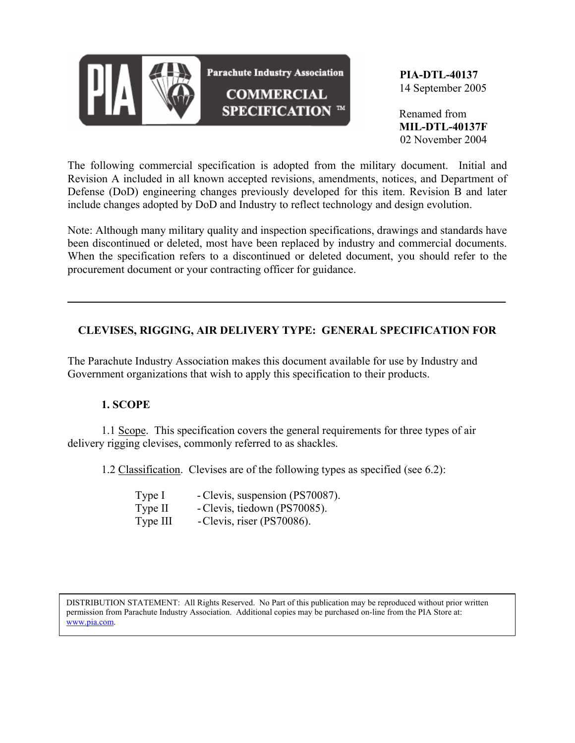Parachute Industry Association
COMMERCIAL SPECIFICATION ™

**PIA-DTL-40137**
14 September 2005

Renamed from
**MIL-DTL-40137F**
02 November 2004

The following commercial specification is adopted from the military document. Initial and Revision A included in all known accepted revisions, amendments, notices, and Department of Defense (DoD) engineering changes previously developed for this item. Revision B and later include changes adopted by DoD and Industry to reflect technology and design evolution.

Note: Although many military quality and inspection specifications, drawings and standards have been discontinued or deleted, most have been replaced by industry and commercial documents. When the specification refers to a discontinued or deleted document, you should refer to the procurement document or your contracting officer for guidance.

---

## CLEVISES, RIGGING, AIR DELIVERY TYPE: GENERAL SPECIFICATION FOR

The Parachute Industry Association makes this document available for use by Industry and Government organizations that wish to apply this specification to their products.

### 1. SCOPE

1.1 Scope. This specification covers the general requirements for three types of air delivery rigging clevises, commonly referred to as shackles.

1.2 Classification. Clevises are of the following types as specified (see 6.2):

Type I - Clevis, suspension (PS70087).
Type II - Clevis, tiedown (PS70085).
Type III - Clevis, riser (PS70086).

DISTRIBUTION STATEMENT: All Rights Reserved. No Part of this publication may be reproduced without prior written permission from Parachute Industry Association. Additional copies may be purchased on-line from the PIA Store at: www.pia.com.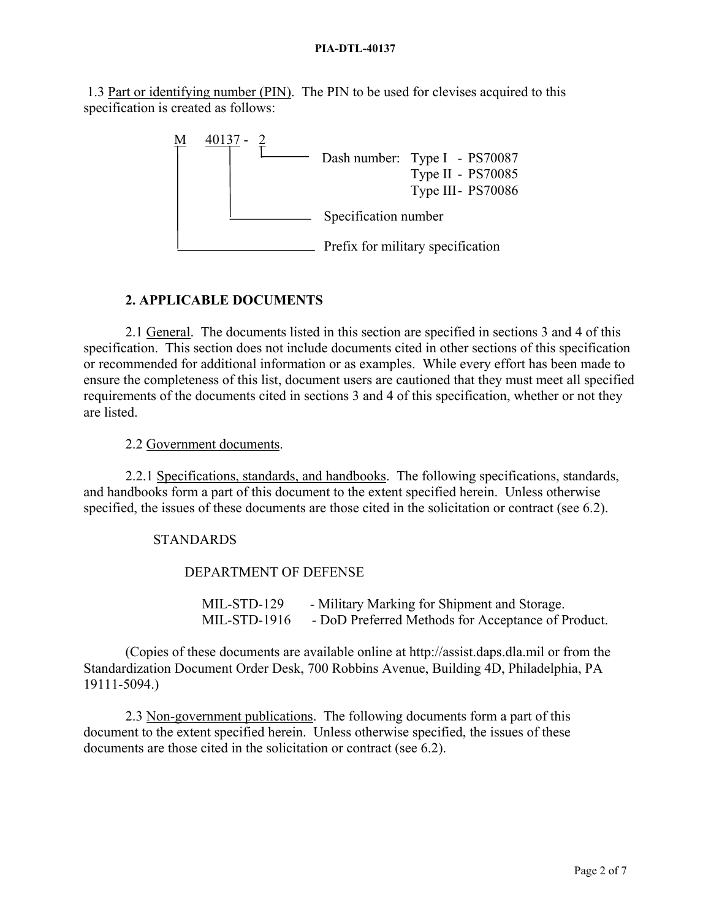1.3 Part or identifying number (PIN). The PIN to be used for clevises acquired to this specification is created as follows:

```
M    40137 -  2
|      |      |____ Dash number:  Type I   - PS70087
|      |                          Type II  - PS70085
|      |                          Type III - PS70086
|      |___________ Specification number
|__________________ Prefix for military specification
```

## 2. APPLICABLE DOCUMENTS

2.1 General. The documents listed in this section are specified in sections 3 and 4 of this specification. This section does not include documents cited in other sections of this specification or recommended for additional information or as examples. While every effort has been made to ensure the completeness of this list, document users are cautioned that they must meet all specified requirements of the documents cited in sections 3 and 4 of this specification, whether or not they are listed.

2.2 Government documents.

2.2.1 Specifications, standards, and handbooks. The following specifications, standards, and handbooks form a part of this document to the extent specified herein. Unless otherwise specified, the issues of these documents are those cited in the solicitation or contract (see 6.2).

STANDARDS

DEPARTMENT OF DEFENSE

MIL-STD-129 - Military Marking for Shipment and Storage.
MIL-STD-1916 - DoD Preferred Methods for Acceptance of Product.

(Copies of these documents are available online at http://assist.daps.dla.mil or from the Standardization Document Order Desk, 700 Robbins Avenue, Building 4D, Philadelphia, PA 19111-5094.)

2.3 Non-government publications. The following documents form a part of this document to the extent specified herein. Unless otherwise specified, the issues of these documents are those cited in the solicitation or contract (see 6.2).